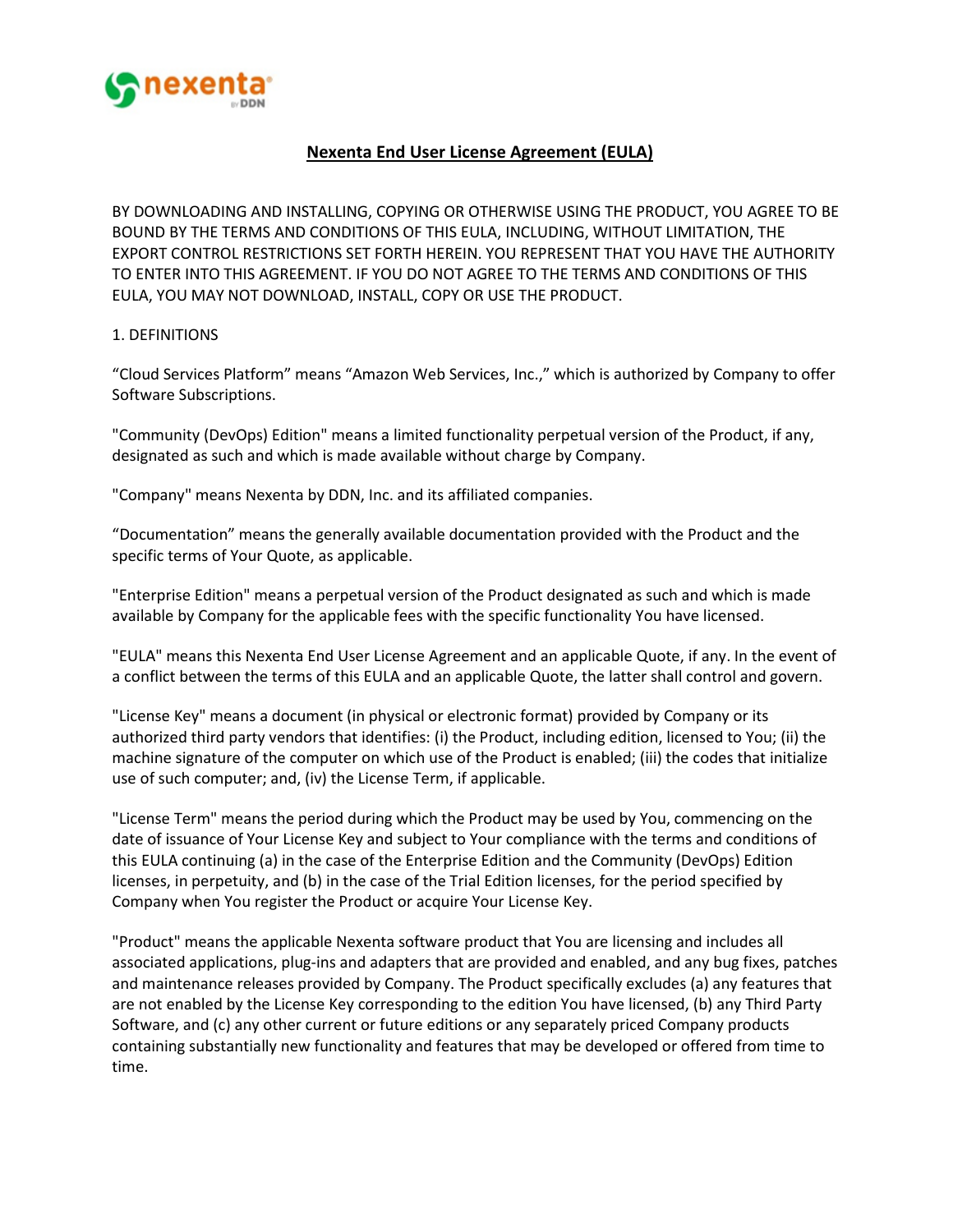# Nexenta End User License Agreement (EULA)

BY DOWNLOADING AND INSTALLING, COPYING OR OTHERWISE USING THE PRODUCT, YOU AGREE TO BE BOUND BY THE TERMS AND CONDITIONS OF THIS EULA, INCLUDING, WITHOUT LIMITATION, THE EXPORT CONTROL RESTRICTIONS SET FORTH HEREIN. YOU REPRESENT THAT YOU HAVE THE AUTHORITY TO ENTER INTO THIS AGREEMENT. IF YOU DO NOT AGREE TO THE TERMS AND CONDITIONS OF THIS EULA, YOU MAY NOT DOWNLOAD, INSTALL, COPY OR USE THE PRODUCT.

1. DEFINITIONS

“Cloud Services Platform” means “Amazon Web Services, Inc.,” which is authorized by Company to offer Software Subscriptions.

"Community (DevOps) Edition" means a limited functionality perpetual version of the Product, if any, designated as such and which is made available without charge by Company.

"Company" means Nexenta by DDN, Inc. and its affiliated companies.

“Documentation” means the generally available documentation provided with the Product and the specific terms of Your Quote, as applicable.

"Enterprise Edition" means a perpetual version of the Product designated as such and which is made available by Company for the applicable fees with the specific functionality You have licensed.

"EULA" means this Nexenta End User License Agreement and an applicable Quote, if any. In the event of a conflict between the terms of this EULA and an applicable Quote, the latter shall control and govern.

"License Key" means a document (in physical or electronic format) provided by Company or its authorized third party vendors that identifies: (i) the Product, including edition, licensed to You; (ii) the machine signature of the computer on which use of the Product is enabled; (iii) the codes that initialize use of such computer; and, (iv) the License Term, if applicable.

"License Term" means the period during which the Product may be used by You, commencing on the date of issuance of Your License Key and subject to Your compliance with the terms and conditions of this EULA continuing (a) in the case of the Enterprise Edition and the Community (DevOps) Edition licenses, in perpetuity, and (b) in the case of the Trial Edition licenses, for the period specified by Company when You register the Product or acquire Your License Key.

"Product" means the applicable Nexenta software product that You are licensing and includes all associated applications, plug-ins and adapters that are provided and enabled, and any bug fixes, patches and maintenance releases provided by Company. The Product specifically excludes (a) any features that are not enabled by the License Key corresponding to the edition You have licensed, (b) any Third Party Software, and (c) any other current or future editions or any separately priced Company products containing substantially new functionality and features that may be developed or offered from time to time.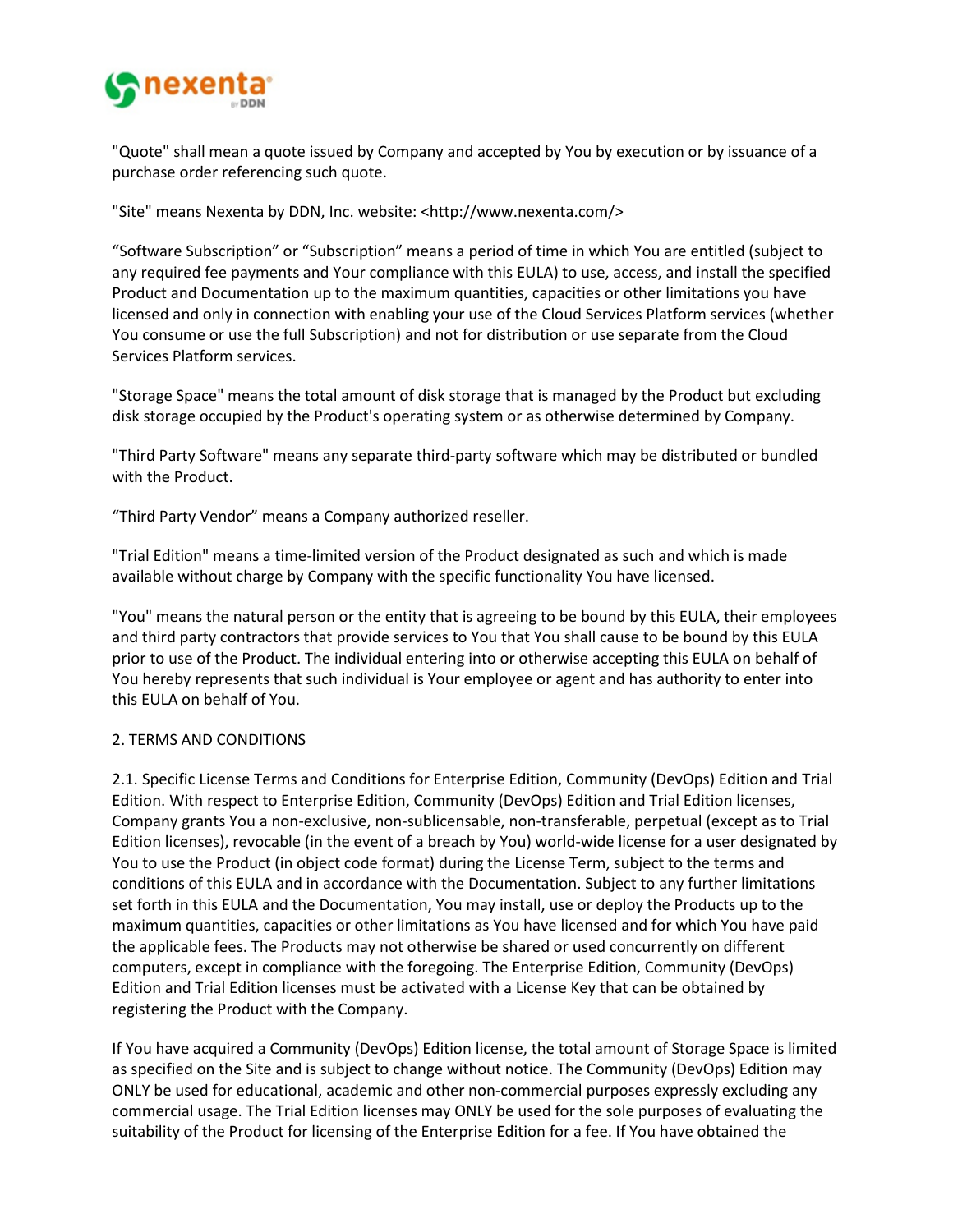"Quote" shall mean a quote issued by Company and accepted by You by execution or by issuance of a purchase order referencing such quote.

"Site" means Nexenta by DDN, Inc. website: <http://www.nexenta.com/>

“Software Subscription” or “Subscription” means a period of time in which You are entitled (subject to any required fee payments and Your compliance with this EULA) to use, access, and install the specified Product and Documentation up to the maximum quantities, capacities or other limitations you have licensed and only in connection with enabling your use of the Cloud Services Platform services (whether You consume or use the full Subscription) and not for distribution or use separate from the Cloud Services Platform services.

"Storage Space" means the total amount of disk storage that is managed by the Product but excluding disk storage occupied by the Product's operating system or as otherwise determined by Company.

"Third Party Software" means any separate third-party software which may be distributed or bundled with the Product.

“Third Party Vendor” means a Company authorized reseller.

"Trial Edition" means a time-limited version of the Product designated as such and which is made available without charge by Company with the specific functionality You have licensed.

"You" means the natural person or the entity that is agreeing to be bound by this EULA, their employees and third party contractors that provide services to You that You shall cause to be bound by this EULA prior to use of the Product. The individual entering into or otherwise accepting this EULA on behalf of You hereby represents that such individual is Your employee or agent and has authority to enter into this EULA on behalf of You.

2. TERMS AND CONDITIONS

2.1. Specific License Terms and Conditions for Enterprise Edition, Community (DevOps) Edition and Trial Edition. With respect to Enterprise Edition, Community (DevOps) Edition and Trial Edition licenses, Company grants You a non-exclusive, non-sublicensable, non-transferable, perpetual (except as to Trial Edition licenses), revocable (in the event of a breach by You) world-wide license for a user designated by You to use the Product (in object code format) during the License Term, subject to the terms and conditions of this EULA and in accordance with the Documentation. Subject to any further limitations set forth in this EULA and the Documentation, You may install, use or deploy the Products up to the maximum quantities, capacities or other limitations as You have licensed and for which You have paid the applicable fees. The Products may not otherwise be shared or used concurrently on different computers, except in compliance with the foregoing. The Enterprise Edition, Community (DevOps) Edition and Trial Edition licenses must be activated with a License Key that can be obtained by registering the Product with the Company.

If You have acquired a Community (DevOps) Edition license, the total amount of Storage Space is limited as specified on the Site and is subject to change without notice. The Community (DevOps) Edition may ONLY be used for educational, academic and other non-commercial purposes expressly excluding any commercial usage. The Trial Edition licenses may ONLY be used for the sole purposes of evaluating the suitability of the Product for licensing of the Enterprise Edition for a fee. If You have obtained the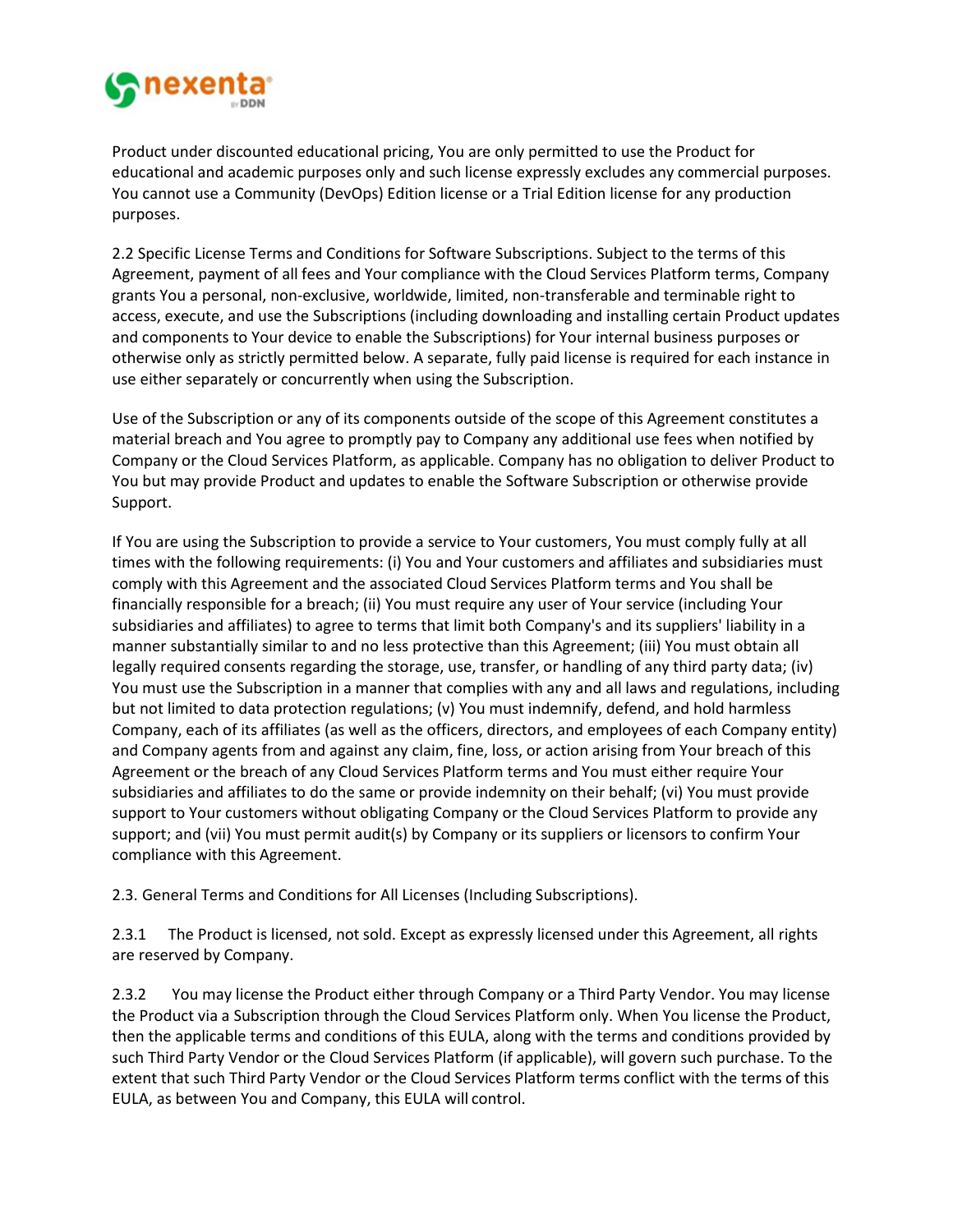Product under discounted educational pricing, You are only permitted to use the Product for educational and academic purposes only and such license expressly excludes any commercial purposes. You cannot use a Community (DevOps) Edition license or a Trial Edition license for any production purposes.

2.2 Specific License Terms and Conditions for Software Subscriptions. Subject to the terms of this Agreement, payment of all fees and Your compliance with the Cloud Services Platform terms, Company grants You a personal, non-exclusive, worldwide, limited, non-transferable and terminable right to access, execute, and use the Subscriptions (including downloading and installing certain Product updates and components to Your device to enable the Subscriptions) for Your internal business purposes or otherwise only as strictly permitted below. A separate, fully paid license is required for each instance in use either separately or concurrently when using the Subscription.

Use of the Subscription or any of its components outside of the scope of this Agreement constitutes a material breach and You agree to promptly pay to Company any additional use fees when notified by Company or the Cloud Services Platform, as applicable. Company has no obligation to deliver Product to You but may provide Product and updates to enable the Software Subscription or otherwise provide Support.

If You are using the Subscription to provide a service to Your customers, You must comply fully at all times with the following requirements: (i) You and Your customers and affiliates and subsidiaries must comply with this Agreement and the associated Cloud Services Platform terms and You shall be financially responsible for a breach; (ii) You must require any user of Your service (including Your subsidiaries and affiliates) to agree to terms that limit both Company's and its suppliers' liability in a manner substantially similar to and no less protective than this Agreement; (iii) You must obtain all legally required consents regarding the storage, use, transfer, or handling of any third party data; (iv) You must use the Subscription in a manner that complies with any and all laws and regulations, including but not limited to data protection regulations; (v) You must indemnify, defend, and hold harmless Company, each of its affiliates (as well as the officers, directors, and employees of each Company entity) and Company agents from and against any claim, fine, loss, or action arising from Your breach of this Agreement or the breach of any Cloud Services Platform terms and You must either require Your subsidiaries and affiliates to do the same or provide indemnity on their behalf; (vi) You must provide support to Your customers without obligating Company or the Cloud Services Platform to provide any support; and (vii) You must permit audit(s) by Company or its suppliers or licensors to confirm Your compliance with this Agreement.

2.3. General Terms and Conditions for All Licenses (Including Subscriptions).

2.3.1 The Product is licensed, not sold. Except as expressly licensed under this Agreement, all rights are reserved by Company.

2.3.2 You may license the Product either through Company or a Third Party Vendor. You may license the Product via a Subscription through the Cloud Services Platform only. When You license the Product, then the applicable terms and conditions of this EULA, along with the terms and conditions provided by such Third Party Vendor or the Cloud Services Platform (if applicable), will govern such purchase. To the extent that such Third Party Vendor or the Cloud Services Platform terms conflict with the terms of this EULA, as between You and Company, this EULA will control.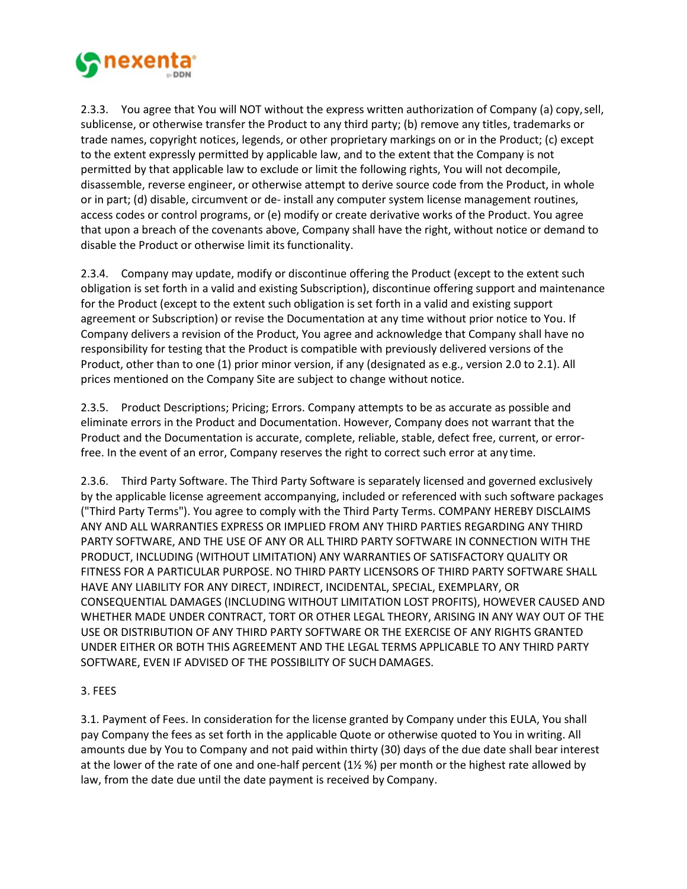2.3.3. You agree that You will NOT without the express written authorization of Company (a) copy, sell, sublicense, or otherwise transfer the Product to any third party; (b) remove any titles, trademarks or trade names, copyright notices, legends, or other proprietary markings on or in the Product; (c) except to the extent expressly permitted by applicable law, and to the extent that the Company is not permitted by that applicable law to exclude or limit the following rights, You will not decompile, disassemble, reverse engineer, or otherwise attempt to derive source code from the Product, in whole or in part; (d) disable, circumvent or de- install any computer system license management routines, access codes or control programs, or (e) modify or create derivative works of the Product. You agree that upon a breach of the covenants above, Company shall have the right, without notice or demand to disable the Product or otherwise limit its functionality.

2.3.4. Company may update, modify or discontinue offering the Product (except to the extent such obligation is set forth in a valid and existing Subscription), discontinue offering support and maintenance for the Product (except to the extent such obligation is set forth in a valid and existing support agreement or Subscription) or revise the Documentation at any time without prior notice to You. If Company delivers a revision of the Product, You agree and acknowledge that Company shall have no responsibility for testing that the Product is compatible with previously delivered versions of the Product, other than to one (1) prior minor version, if any (designated as e.g., version 2.0 to 2.1). All prices mentioned on the Company Site are subject to change without notice.

2.3.5. Product Descriptions; Pricing; Errors. Company attempts to be as accurate as possible and eliminate errors in the Product and Documentation. However, Company does not warrant that the Product and the Documentation is accurate, complete, reliable, stable, defect free, current, or error-free. In the event of an error, Company reserves the right to correct such error at any time.

2.3.6. Third Party Software. The Third Party Software is separately licensed and governed exclusively by the applicable license agreement accompanying, included or referenced with such software packages ("Third Party Terms"). You agree to comply with the Third Party Terms. COMPANY HEREBY DISCLAIMS ANY AND ALL WARRANTIES EXPRESS OR IMPLIED FROM ANY THIRD PARTIES REGARDING ANY THIRD PARTY SOFTWARE, AND THE USE OF ANY OR ALL THIRD PARTY SOFTWARE IN CONNECTION WITH THE PRODUCT, INCLUDING (WITHOUT LIMITATION) ANY WARRANTIES OF SATISFACTORY QUALITY OR FITNESS FOR A PARTICULAR PURPOSE. NO THIRD PARTY LICENSORS OF THIRD PARTY SOFTWARE SHALL HAVE ANY LIABILITY FOR ANY DIRECT, INDIRECT, INCIDENTAL, SPECIAL, EXEMPLARY, OR CONSEQUENTIAL DAMAGES (INCLUDING WITHOUT LIMITATION LOST PROFITS), HOWEVER CAUSED AND WHETHER MADE UNDER CONTRACT, TORT OR OTHER LEGAL THEORY, ARISING IN ANY WAY OUT OF THE USE OR DISTRIBUTION OF ANY THIRD PARTY SOFTWARE OR THE EXERCISE OF ANY RIGHTS GRANTED UNDER EITHER OR BOTH THIS AGREEMENT AND THE LEGAL TERMS APPLICABLE TO ANY THIRD PARTY SOFTWARE, EVEN IF ADVISED OF THE POSSIBILITY OF SUCH DAMAGES.

## 3. FEES

3.1. Payment of Fees. In consideration for the license granted by Company under this EULA, You shall pay Company the fees as set forth in the applicable Quote or otherwise quoted to You in writing. All amounts due by You to Company and not paid within thirty (30) days of the due date shall bear interest at the lower of the rate of one and one-half percent (1½ %) per month or the highest rate allowed by law, from the date due until the date payment is received by Company.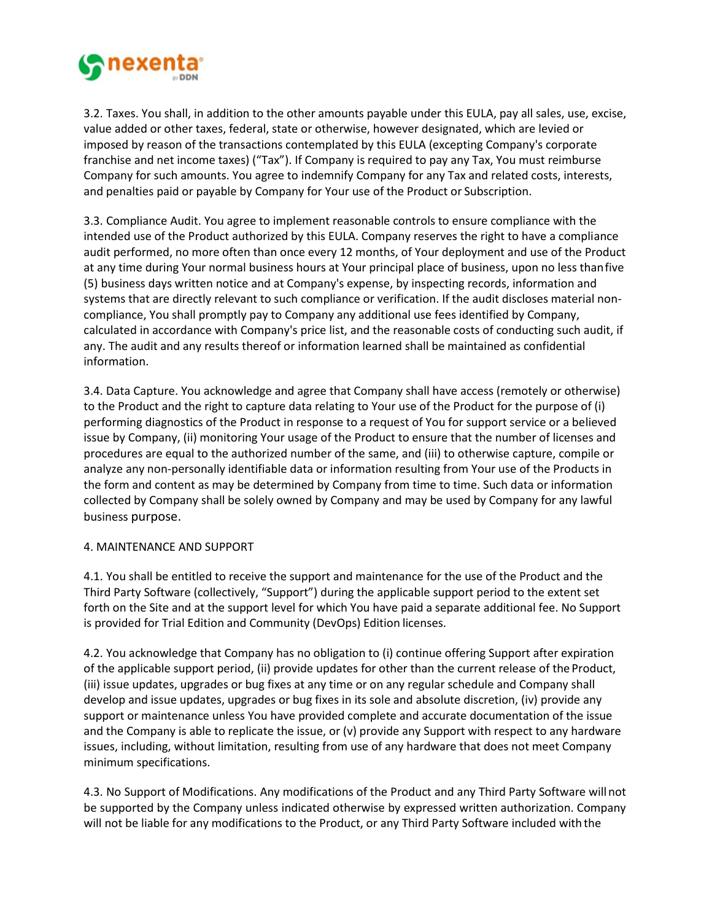3.2. Taxes. You shall, in addition to the other amounts payable under this EULA, pay all sales, use, excise, value added or other taxes, federal, state or otherwise, however designated, which are levied or imposed by reason of the transactions contemplated by this EULA (excepting Company's corporate franchise and net income taxes) ("Tax"). If Company is required to pay any Tax, You must reimburse Company for such amounts. You agree to indemnify Company for any Tax and related costs, interests, and penalties paid or payable by Company for Your use of the Product or Subscription.

3.3. Compliance Audit. You agree to implement reasonable controls to ensure compliance with the intended use of the Product authorized by this EULA. Company reserves the right to have a compliance audit performed, no more often than once every 12 months, of Your deployment and use of the Product at any time during Your normal business hours at Your principal place of business, upon no less than five (5) business days written notice and at Company's expense, by inspecting records, information and systems that are directly relevant to such compliance or verification. If the audit discloses material non-compliance, You shall promptly pay to Company any additional use fees identified by Company, calculated in accordance with Company's price list, and the reasonable costs of conducting such audit, if any. The audit and any results thereof or information learned shall be maintained as confidential information.

3.4. Data Capture. You acknowledge and agree that Company shall have access (remotely or otherwise) to the Product and the right to capture data relating to Your use of the Product for the purpose of (i) performing diagnostics of the Product in response to a request of You for support service or a believed issue by Company, (ii) monitoring Your usage of the Product to ensure that the number of licenses and procedures are equal to the authorized number of the same, and (iii) to otherwise capture, compile or analyze any non-personally identifiable data or information resulting from Your use of the Products in the form and content as may be determined by Company from time to time. Such data or information collected by Company shall be solely owned by Company and may be used by Company for any lawful business purpose.

4. MAINTENANCE AND SUPPORT

4.1. You shall be entitled to receive the support and maintenance for the use of the Product and the Third Party Software (collectively, "Support") during the applicable support period to the extent set forth on the Site and at the support level for which You have paid a separate additional fee. No Support is provided for Trial Edition and Community (DevOps) Edition licenses.

4.2. You acknowledge that Company has no obligation to (i) continue offering Support after expiration of the applicable support period, (ii) provide updates for other than the current release of the Product, (iii) issue updates, upgrades or bug fixes at any time or on any regular schedule and Company shall develop and issue updates, upgrades or bug fixes in its sole and absolute discretion, (iv) provide any support or maintenance unless You have provided complete and accurate documentation of the issue and the Company is able to replicate the issue, or (v) provide any Support with respect to any hardware issues, including, without limitation, resulting from use of any hardware that does not meet Company minimum specifications.

4.3. No Support of Modifications. Any modifications of the Product and any Third Party Software will not be supported by the Company unless indicated otherwise by expressed written authorization. Company will not be liable for any modifications to the Product, or any Third Party Software included with the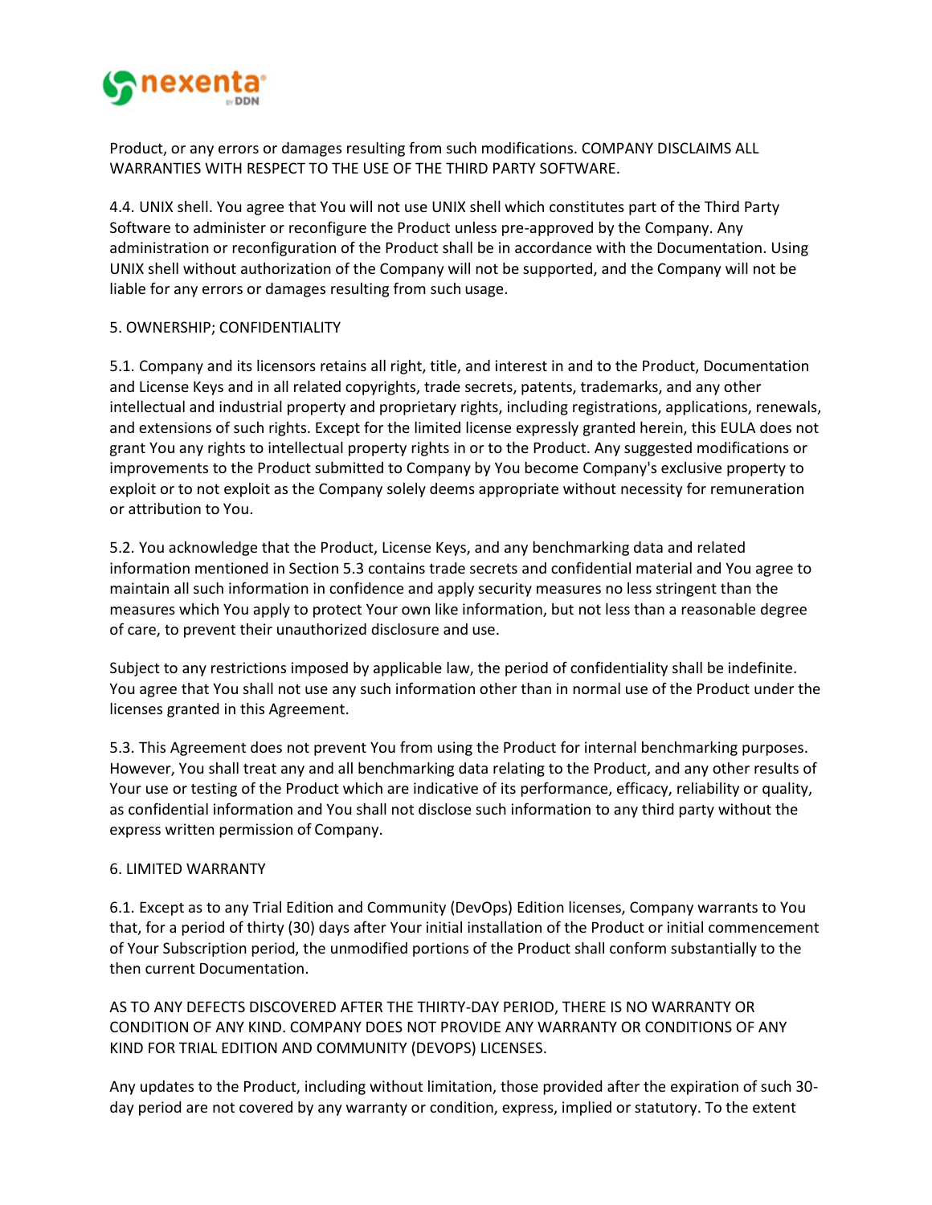Product, or any errors or damages resulting from such modifications. COMPANY DISCLAIMS ALL WARRANTIES WITH RESPECT TO THE USE OF THE THIRD PARTY SOFTWARE.

4.4. UNIX shell. You agree that You will not use UNIX shell which constitutes part of the Third Party Software to administer or reconfigure the Product unless pre-approved by the Company. Any administration or reconfiguration of the Product shall be in accordance with the Documentation. Using UNIX shell without authorization of the Company will not be supported, and the Company will not be liable for any errors or damages resulting from such usage.

## 5. OWNERSHIP; CONFIDENTIALITY

5.1. Company and its licensors retains all right, title, and interest in and to the Product, Documentation and License Keys and in all related copyrights, trade secrets, patents, trademarks, and any other intellectual and industrial property and proprietary rights, including registrations, applications, renewals, and extensions of such rights. Except for the limited license expressly granted herein, this EULA does not grant You any rights to intellectual property rights in or to the Product. Any suggested modifications or improvements to the Product submitted to Company by You become Company's exclusive property to exploit or to not exploit as the Company solely deems appropriate without necessity for remuneration or attribution to You.

5.2. You acknowledge that the Product, License Keys, and any benchmarking data and related information mentioned in Section 5.3 contains trade secrets and confidential material and You agree to maintain all such information in confidence and apply security measures no less stringent than the measures which You apply to protect Your own like information, but not less than a reasonable degree of care, to prevent their unauthorized disclosure and use.

Subject to any restrictions imposed by applicable law, the period of confidentiality shall be indefinite. You agree that You shall not use any such information other than in normal use of the Product under the licenses granted in this Agreement.

5.3. This Agreement does not prevent You from using the Product for internal benchmarking purposes. However, You shall treat any and all benchmarking data relating to the Product, and any other results of Your use or testing of the Product which are indicative of its performance, efficacy, reliability or quality, as confidential information and You shall not disclose such information to any third party without the express written permission of Company.

## 6. LIMITED WARRANTY

6.1. Except as to any Trial Edition and Community (DevOps) Edition licenses, Company warrants to You that, for a period of thirty (30) days after Your initial installation of the Product or initial commencement of Your Subscription period, the unmodified portions of the Product shall conform substantially to the then current Documentation.

AS TO ANY DEFECTS DISCOVERED AFTER THE THIRTY-DAY PERIOD, THERE IS NO WARRANTY OR CONDITION OF ANY KIND. COMPANY DOES NOT PROVIDE ANY WARRANTY OR CONDITIONS OF ANY KIND FOR TRIAL EDITION AND COMMUNITY (DEVOPS) LICENSES.

Any updates to the Product, including without limitation, those provided after the expiration of such 30-day period are not covered by any warranty or condition, express, implied or statutory. To the extent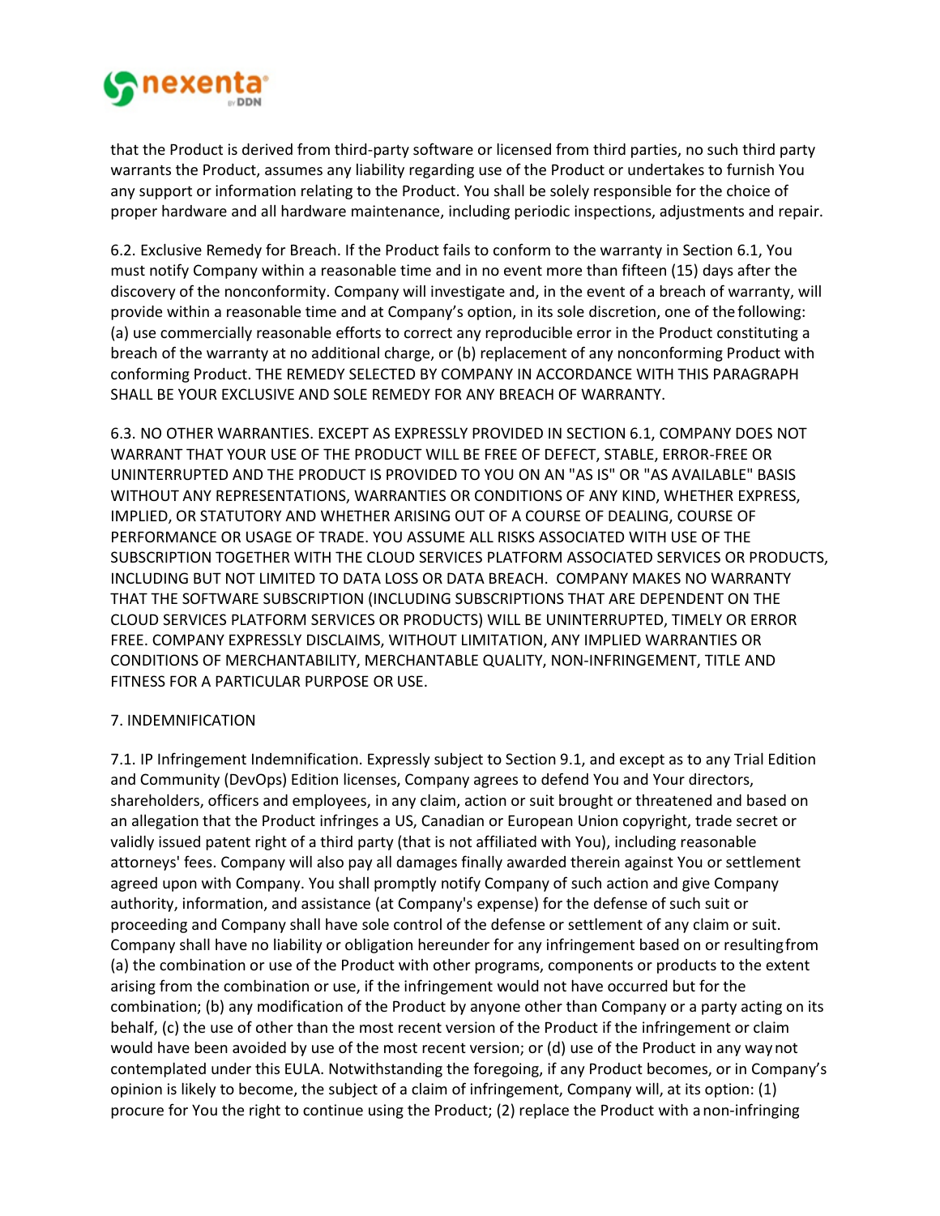that the Product is derived from third-party software or licensed from third parties, no such third party warrants the Product, assumes any liability regarding use of the Product or undertakes to furnish You any support or information relating to the Product. You shall be solely responsible for the choice of proper hardware and all hardware maintenance, including periodic inspections, adjustments and repair.

6.2. Exclusive Remedy for Breach. If the Product fails to conform to the warranty in Section 6.1, You must notify Company within a reasonable time and in no event more than fifteen (15) days after the discovery of the nonconformity. Company will investigate and, in the event of a breach of warranty, will provide within a reasonable time and at Company's option, in its sole discretion, one of the following: (a) use commercially reasonable efforts to correct any reproducible error in the Product constituting a breach of the warranty at no additional charge, or (b) replacement of any nonconforming Product with conforming Product. THE REMEDY SELECTED BY COMPANY IN ACCORDANCE WITH THIS PARAGRAPH SHALL BE YOUR EXCLUSIVE AND SOLE REMEDY FOR ANY BREACH OF WARRANTY.

6.3. NO OTHER WARRANTIES. EXCEPT AS EXPRESSLY PROVIDED IN SECTION 6.1, COMPANY DOES NOT WARRANT THAT YOUR USE OF THE PRODUCT WILL BE FREE OF DEFECT, STABLE, ERROR-FREE OR UNINTERRUPTED AND THE PRODUCT IS PROVIDED TO YOU ON AN "AS IS" OR "AS AVAILABLE" BASIS WITHOUT ANY REPRESENTATIONS, WARRANTIES OR CONDITIONS OF ANY KIND, WHETHER EXPRESS, IMPLIED, OR STATUTORY AND WHETHER ARISING OUT OF A COURSE OF DEALING, COURSE OF PERFORMANCE OR USAGE OF TRADE. YOU ASSUME ALL RISKS ASSOCIATED WITH USE OF THE SUBSCRIPTION TOGETHER WITH THE CLOUD SERVICES PLATFORM ASSOCIATED SERVICES OR PRODUCTS, INCLUDING BUT NOT LIMITED TO DATA LOSS OR DATA BREACH. COMPANY MAKES NO WARRANTY THAT THE SOFTWARE SUBSCRIPTION (INCLUDING SUBSCRIPTIONS THAT ARE DEPENDENT ON THE CLOUD SERVICES PLATFORM SERVICES OR PRODUCTS) WILL BE UNINTERRUPTED, TIMELY OR ERROR FREE. COMPANY EXPRESSLY DISCLAIMS, WITHOUT LIMITATION, ANY IMPLIED WARRANTIES OR CONDITIONS OF MERCHANTABILITY, MERCHANTABLE QUALITY, NON-INFRINGEMENT, TITLE AND FITNESS FOR A PARTICULAR PURPOSE OR USE.

## 7. INDEMNIFICATION

7.1. IP Infringement Indemnification. Expressly subject to Section 9.1, and except as to any Trial Edition and Community (DevOps) Edition licenses, Company agrees to defend You and Your directors, shareholders, officers and employees, in any claim, action or suit brought or threatened and based on an allegation that the Product infringes a US, Canadian or European Union copyright, trade secret or validly issued patent right of a third party (that is not affiliated with You), including reasonable attorneys' fees. Company will also pay all damages finally awarded therein against You or settlement agreed upon with Company. You shall promptly notify Company of such action and give Company authority, information, and assistance (at Company's expense) for the defense of such suit or proceeding and Company shall have sole control of the defense or settlement of any claim or suit. Company shall have no liability or obligation hereunder for any infringement based on or resulting from (a) the combination or use of the Product with other programs, components or products to the extent arising from the combination or use, if the infringement would not have occurred but for the combination; (b) any modification of the Product by anyone other than Company or a party acting on its behalf, (c) the use of other than the most recent version of the Product if the infringement or claim would have been avoided by use of the most recent version; or (d) use of the Product in any way not contemplated under this EULA. Notwithstanding the foregoing, if any Product becomes, or in Company's opinion is likely to become, the subject of a claim of infringement, Company will, at its option: (1) procure for You the right to continue using the Product; (2) replace the Product with a non-infringing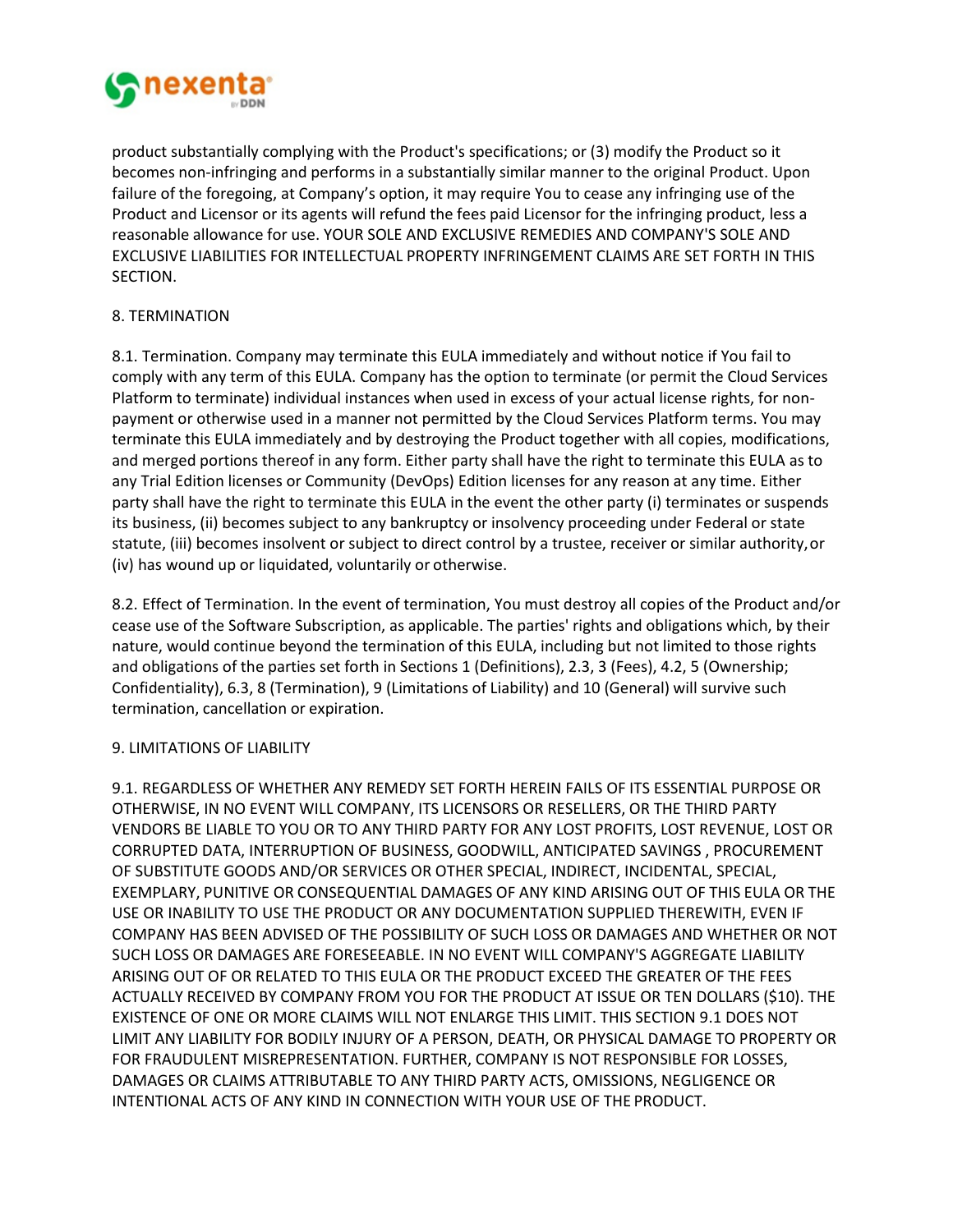product substantially complying with the Product's specifications; or (3) modify the Product so it becomes non-infringing and performs in a substantially similar manner to the original Product. Upon failure of the foregoing, at Company's option, it may require You to cease any infringing use of the Product and Licensor or its agents will refund the fees paid Licensor for the infringing product, less a reasonable allowance for use. YOUR SOLE AND EXCLUSIVE REMEDIES AND COMPANY'S SOLE AND EXCLUSIVE LIABILITIES FOR INTELLECTUAL PROPERTY INFRINGEMENT CLAIMS ARE SET FORTH IN THIS SECTION.

## 8. TERMINATION

8.1. Termination. Company may terminate this EULA immediately and without notice if You fail to comply with any term of this EULA. Company has the option to terminate (or permit the Cloud Services Platform to terminate) individual instances when used in excess of your actual license rights, for non-payment or otherwise used in a manner not permitted by the Cloud Services Platform terms. You may terminate this EULA immediately and by destroying the Product together with all copies, modifications, and merged portions thereof in any form. Either party shall have the right to terminate this EULA as to any Trial Edition licenses or Community (DevOps) Edition licenses for any reason at any time. Either party shall have the right to terminate this EULA in the event the other party (i) terminates or suspends its business, (ii) becomes subject to any bankruptcy or insolvency proceeding under Federal or state statute, (iii) becomes insolvent or subject to direct control by a trustee, receiver or similar authority, or (iv) has wound up or liquidated, voluntarily or otherwise.

8.2. Effect of Termination. In the event of termination, You must destroy all copies of the Product and/or cease use of the Software Subscription, as applicable. The parties' rights and obligations which, by their nature, would continue beyond the termination of this EULA, including but not limited to those rights and obligations of the parties set forth in Sections 1 (Definitions), 2.3, 3 (Fees), 4.2, 5 (Ownership; Confidentiality), 6.3, 8 (Termination), 9 (Limitations of Liability) and 10 (General) will survive such termination, cancellation or expiration.

## 9. LIMITATIONS OF LIABILITY

9.1. REGARDLESS OF WHETHER ANY REMEDY SET FORTH HEREIN FAILS OF ITS ESSENTIAL PURPOSE OR OTHERWISE, IN NO EVENT WILL COMPANY, ITS LICENSORS OR RESELLERS, OR THE THIRD PARTY VENDORS BE LIABLE TO YOU OR TO ANY THIRD PARTY FOR ANY LOST PROFITS, LOST REVENUE, LOST OR CORRUPTED DATA, INTERRUPTION OF BUSINESS, GOODWILL, ANTICIPATED SAVINGS , PROCUREMENT OF SUBSTITUTE GOODS AND/OR SERVICES OR OTHER SPECIAL, INDIRECT, INCIDENTAL, SPECIAL, EXEMPLARY, PUNITIVE OR CONSEQUENTIAL DAMAGES OF ANY KIND ARISING OUT OF THIS EULA OR THE USE OR INABILITY TO USE THE PRODUCT OR ANY DOCUMENTATION SUPPLIED THEREWITH, EVEN IF COMPANY HAS BEEN ADVISED OF THE POSSIBILITY OF SUCH LOSS OR DAMAGES AND WHETHER OR NOT SUCH LOSS OR DAMAGES ARE FORESEEABLE. IN NO EVENT WILL COMPANY'S AGGREGATE LIABILITY ARISING OUT OF OR RELATED TO THIS EULA OR THE PRODUCT EXCEED THE GREATER OF THE FEES ACTUALLY RECEIVED BY COMPANY FROM YOU FOR THE PRODUCT AT ISSUE OR TEN DOLLARS ($10). THE EXISTENCE OF ONE OR MORE CLAIMS WILL NOT ENLARGE THIS LIMIT. THIS SECTION 9.1 DOES NOT LIMIT ANY LIABILITY FOR BODILY INJURY OF A PERSON, DEATH, OR PHYSICAL DAMAGE TO PROPERTY OR FOR FRAUDULENT MISREPRESENTATION. FURTHER, COMPANY IS NOT RESPONSIBLE FOR LOSSES, DAMAGES OR CLAIMS ATTRIBUTABLE TO ANY THIRD PARTY ACTS, OMISSIONS, NEGLIGENCE OR INTENTIONAL ACTS OF ANY KIND IN CONNECTION WITH YOUR USE OF THE PRODUCT.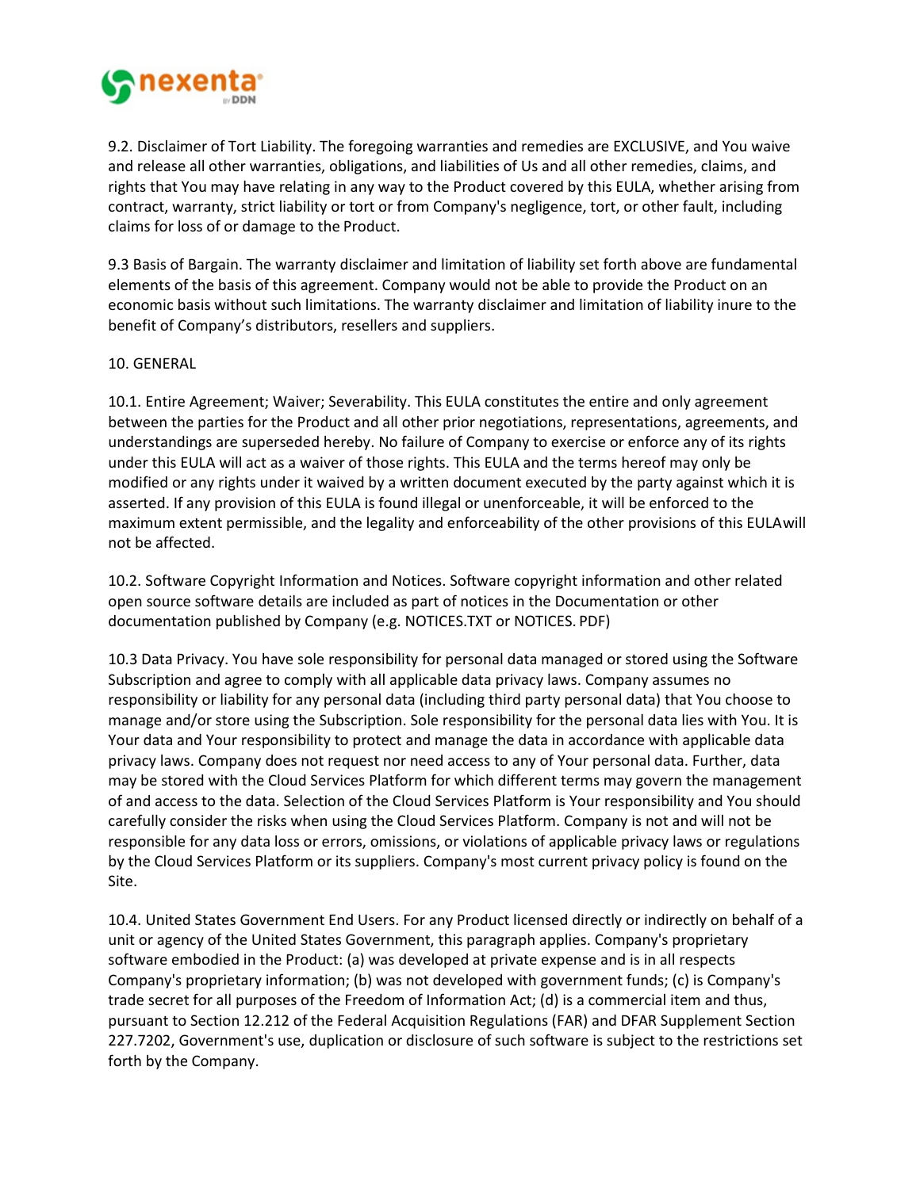9.2. Disclaimer of Tort Liability. The foregoing warranties and remedies are EXCLUSIVE, and You waive and release all other warranties, obligations, and liabilities of Us and all other remedies, claims, and rights that You may have relating in any way to the Product covered by this EULA, whether arising from contract, warranty, strict liability or tort or from Company's negligence, tort, or other fault, including claims for loss of or damage to the Product.

9.3 Basis of Bargain. The warranty disclaimer and limitation of liability set forth above are fundamental elements of the basis of this agreement. Company would not be able to provide the Product on an economic basis without such limitations. The warranty disclaimer and limitation of liability inure to the benefit of Company's distributors, resellers and suppliers.

10. GENERAL

10.1. Entire Agreement; Waiver; Severability. This EULA constitutes the entire and only agreement between the parties for the Product and all other prior negotiations, representations, agreements, and understandings are superseded hereby. No failure of Company to exercise or enforce any of its rights under this EULA will act as a waiver of those rights. This EULA and the terms hereof may only be modified or any rights under it waived by a written document executed by the party against which it is asserted. If any provision of this EULA is found illegal or unenforceable, it will be enforced to the maximum extent permissible, and the legality and enforceability of the other provisions of this EULAwill not be affected.

10.2. Software Copyright Information and Notices. Software copyright information and other related open source software details are included as part of notices in the Documentation or other documentation published by Company (e.g. NOTICES.TXT or NOTICES. PDF)

10.3 Data Privacy. You have sole responsibility for personal data managed or stored using the Software Subscription and agree to comply with all applicable data privacy laws. Company assumes no responsibility or liability for any personal data (including third party personal data) that You choose to manage and/or store using the Subscription. Sole responsibility for the personal data lies with You. It is Your data and Your responsibility to protect and manage the data in accordance with applicable data privacy laws. Company does not request nor need access to any of Your personal data. Further, data may be stored with the Cloud Services Platform for which different terms may govern the management of and access to the data. Selection of the Cloud Services Platform is Your responsibility and You should carefully consider the risks when using the Cloud Services Platform. Company is not and will not be responsible for any data loss or errors, omissions, or violations of applicable privacy laws or regulations by the Cloud Services Platform or its suppliers. Company's most current privacy policy is found on the Site.

10.4. United States Government End Users. For any Product licensed directly or indirectly on behalf of a unit or agency of the United States Government, this paragraph applies. Company's proprietary software embodied in the Product: (a) was developed at private expense and is in all respects Company's proprietary information; (b) was not developed with government funds; (c) is Company's trade secret for all purposes of the Freedom of Information Act; (d) is a commercial item and thus, pursuant to Section 12.212 of the Federal Acquisition Regulations (FAR) and DFAR Supplement Section 227.7202, Government's use, duplication or disclosure of such software is subject to the restrictions set forth by the Company.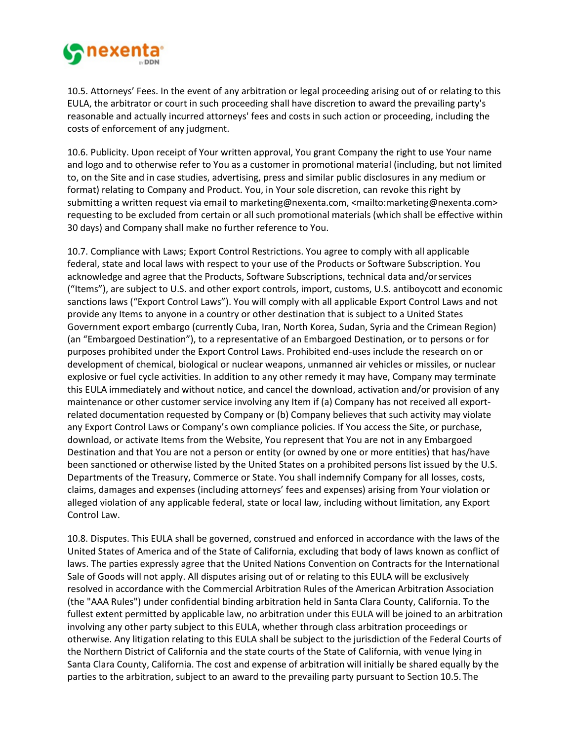10.5. Attorneys' Fees. In the event of any arbitration or legal proceeding arising out of or relating to this EULA, the arbitrator or court in such proceeding shall have discretion to award the prevailing party's reasonable and actually incurred attorneys' fees and costs in such action or proceeding, including the costs of enforcement of any judgment.

10.6. Publicity. Upon receipt of Your written approval, You grant Company the right to use Your name and logo and to otherwise refer to You as a customer in promotional material (including, but not limited to, on the Site and in case studies, advertising, press and similar public disclosures in any medium or format) relating to Company and Product. You, in Your sole discretion, can revoke this right by submitting a written request via email to marketing@nexenta.com, <mailto:marketing@nexenta.com> requesting to be excluded from certain or all such promotional materials (which shall be effective within 30 days) and Company shall make no further reference to You.

10.7. Compliance with Laws; Export Control Restrictions. You agree to comply with all applicable federal, state and local laws with respect to your use of the Products or Software Subscription. You acknowledge and agree that the Products, Software Subscriptions, technical data and/or services ("Items"), are subject to U.S. and other export controls, import, customs, U.S. antiboycott and economic sanctions laws ("Export Control Laws"). You will comply with all applicable Export Control Laws and not provide any Items to anyone in a country or other destination that is subject to a United States Government export embargo (currently Cuba, Iran, North Korea, Sudan, Syria and the Crimean Region) (an "Embargoed Destination"), to a representative of an Embargoed Destination, or to persons or for purposes prohibited under the Export Control Laws. Prohibited end-uses include the research on or development of chemical, biological or nuclear weapons, unmanned air vehicles or missiles, or nuclear explosive or fuel cycle activities. In addition to any other remedy it may have, Company may terminate this EULA immediately and without notice, and cancel the download, activation and/or provision of any maintenance or other customer service involving any Item if (a) Company has not received all export-related documentation requested by Company or (b) Company believes that such activity may violate any Export Control Laws or Company's own compliance policies. If You access the Site, or purchase, download, or activate Items from the Website, You represent that You are not in any Embargoed Destination and that You are not a person or entity (or owned by one or more entities) that has/have been sanctioned or otherwise listed by the United States on a prohibited persons list issued by the U.S. Departments of the Treasury, Commerce or State. You shall indemnify Company for all losses, costs, claims, damages and expenses (including attorneys' fees and expenses) arising from Your violation or alleged violation of any applicable federal, state or local law, including without limitation, any Export Control Law.

10.8. Disputes. This EULA shall be governed, construed and enforced in accordance with the laws of the United States of America and of the State of California, excluding that body of laws known as conflict of laws. The parties expressly agree that the United Nations Convention on Contracts for the International Sale of Goods will not apply. All disputes arising out of or relating to this EULA will be exclusively resolved in accordance with the Commercial Arbitration Rules of the American Arbitration Association (the "AAA Rules") under confidential binding arbitration held in Santa Clara County, California. To the fullest extent permitted by applicable law, no arbitration under this EULA will be joined to an arbitration involving any other party subject to this EULA, whether through class arbitration proceedings or otherwise. Any litigation relating to this EULA shall be subject to the jurisdiction of the Federal Courts of the Northern District of California and the state courts of the State of California, with venue lying in Santa Clara County, California. The cost and expense of arbitration will initially be shared equally by the parties to the arbitration, subject to an award to the prevailing party pursuant to Section 10.5. The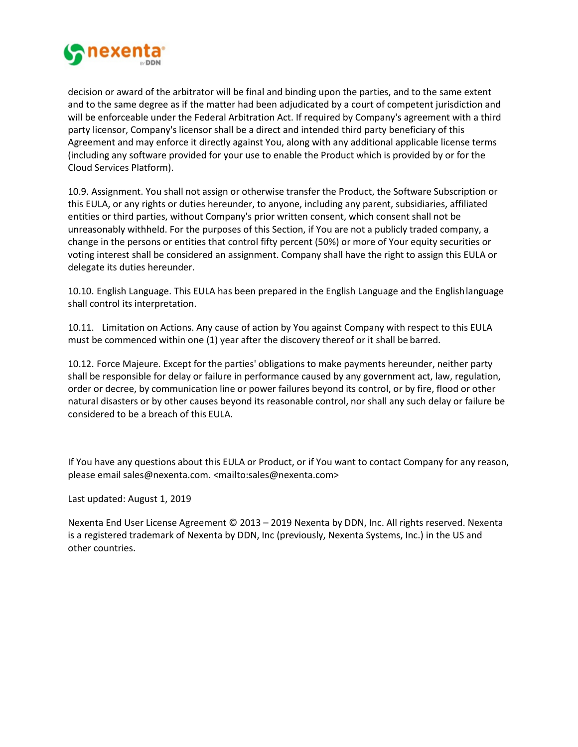decision or award of the arbitrator will be final and binding upon the parties, and to the same extent and to the same degree as if the matter had been adjudicated by a court of competent jurisdiction and will be enforceable under the Federal Arbitration Act. If required by Company's agreement with a third party licensor, Company's licensor shall be a direct and intended third party beneficiary of this Agreement and may enforce it directly against You, along with any additional applicable license terms (including any software provided for your use to enable the Product which is provided by or for the Cloud Services Platform).

10.9. Assignment. You shall not assign or otherwise transfer the Product, the Software Subscription or this EULA, or any rights or duties hereunder, to anyone, including any parent, subsidiaries, affiliated entities or third parties, without Company's prior written consent, which consent shall not be unreasonably withheld. For the purposes of this Section, if You are not a publicly traded company, a change in the persons or entities that control fifty percent (50%) or more of Your equity securities or voting interest shall be considered an assignment. Company shall have the right to assign this EULA or delegate its duties hereunder.

10.10. English Language. This EULA has been prepared in the English Language and the English language shall control its interpretation.

10.11. Limitation on Actions. Any cause of action by You against Company with respect to this EULA must be commenced within one (1) year after the discovery thereof or it shall be barred.

10.12. Force Majeure. Except for the parties' obligations to make payments hereunder, neither party shall be responsible for delay or failure in performance caused by any government act, law, regulation, order or decree, by communication line or power failures beyond its control, or by fire, flood or other natural disasters or by other causes beyond its reasonable control, nor shall any such delay or failure be considered to be a breach of this EULA.

If You have any questions about this EULA or Product, or if You want to contact Company for any reason, please email sales@nexenta.com. <mailto:sales@nexenta.com>

Last updated: August 1, 2019

Nexenta End User License Agreement © 2013 – 2019 Nexenta by DDN, Inc. All rights reserved. Nexenta is a registered trademark of Nexenta by DDN, Inc (previously, Nexenta Systems, Inc.) in the US and other countries.